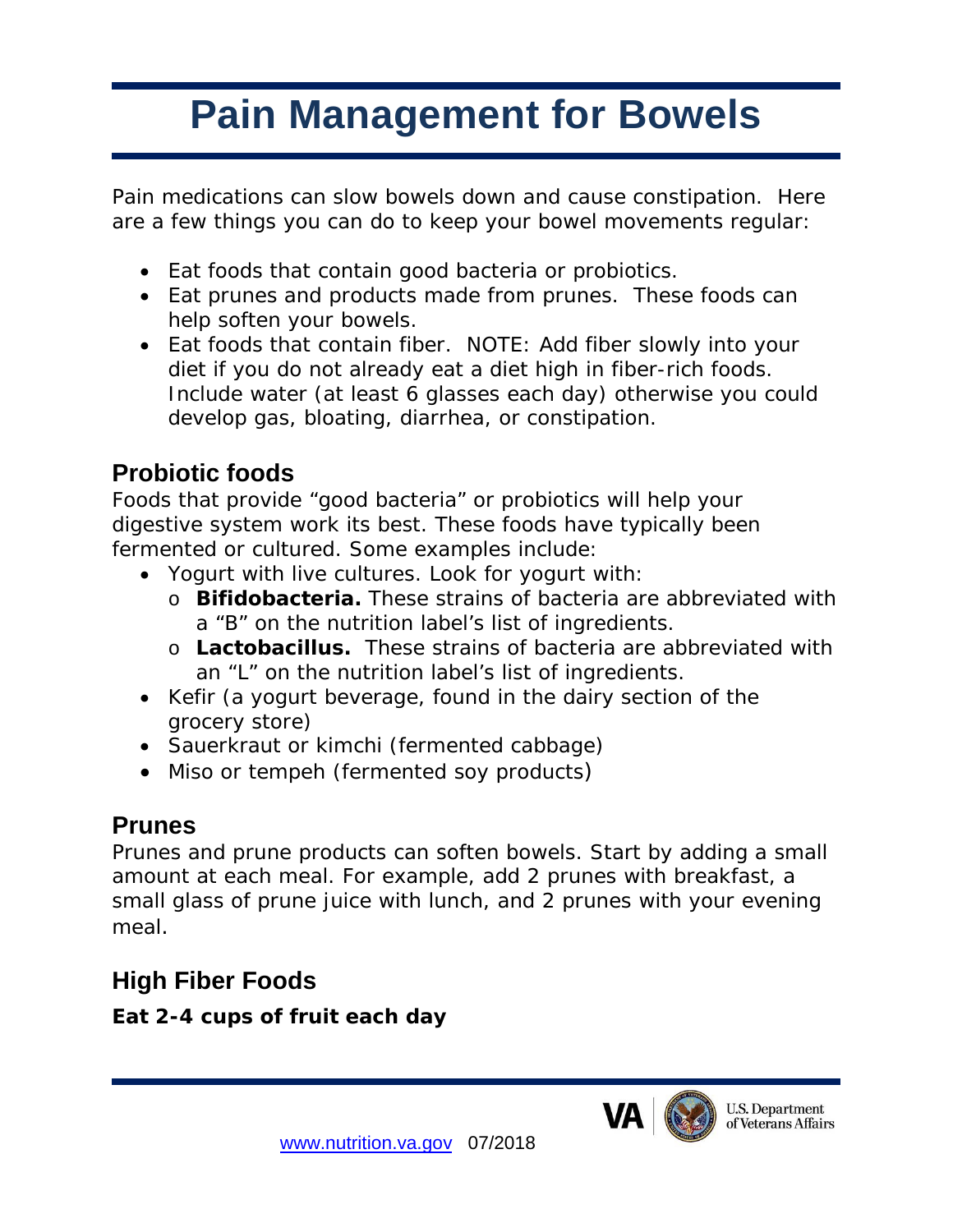# Pain Management for Bowels

Pain medications can slow bowels down and cause constipation. Here are a few things you can do to keep your bowel movements regular:

- Eat foods that contain good bacteria or probiotics.
- Eat prunes and products made from prunes. These foods can help soften your bowels.
- Eat foods that contain fiber. NOTE: Add fiber slowly into your diet if you do not already eat a diet high in fiber-rich foods. Include water (at least 6 glasses each day) otherwise you could develop gas, bloating, diarrhea, or constipation.

## Probiotic foods

Foods that provide "good bacteria" or probiotics will help your digestive system work its best. These foods have typically been fermented or cultured. Some examples include:

- Yogurt with live cultures. Look for yogurt with:
  - **Bifidobacteria.** These strains of bacteria are abbreviated with a "B" on the nutrition label's list of ingredients.
  - **Lactobacillus.** These strains of bacteria are abbreviated with an "L" on the nutrition label's list of ingredients.
- Kefir (a yogurt beverage, found in the dairy section of the grocery store)
- Sauerkraut or kimchi (fermented cabbage)
- Miso or tempeh (fermented soy products)

## Prunes

Prunes and prune products can soften bowels. Start by adding a small amount at each meal. For example, add 2 prunes with breakfast, a small glass of prune juice with lunch, and 2 prunes with your evening meal.

## High Fiber Foods

**Eat 2-4 cups of fruit each day**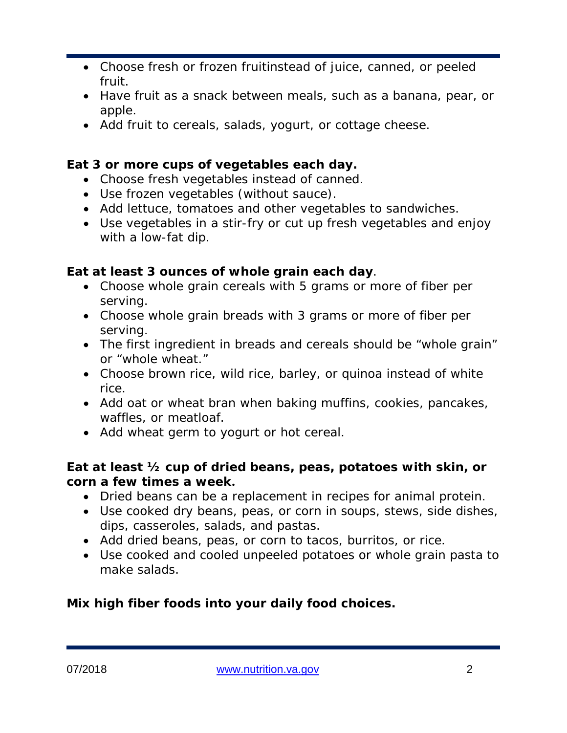- Choose fresh or frozen fruitinstead of juice, canned, or peeled fruit.
- Have fruit as a snack between meals, such as a banana, pear, or apple.
- Add fruit to cereals, salads, yogurt, or cottage cheese.

**Eat 3 or more cups of vegetables each day.**

- Choose fresh vegetables instead of canned.
- Use frozen vegetables (without sauce).
- Add lettuce, tomatoes and other vegetables to sandwiches.
- Use vegetables in a stir-fry or cut up fresh vegetables and enjoy with a low-fat dip.

**Eat at least 3 ounces of whole grain each day**.

- Choose whole grain cereals with 5 grams or more of fiber per serving.
- Choose whole grain breads with 3 grams or more of fiber per serving.
- The first ingredient in breads and cereals should be “whole grain” or “whole wheat.”
- Choose brown rice, wild rice, barley, or quinoa instead of white rice.
- Add oat or wheat bran when baking muffins, cookies, pancakes, waffles, or meatloaf.
- Add wheat germ to yogurt or hot cereal.

**Eat at least ½ cup of dried beans, peas, potatoes with skin, or corn a few times a week.**

- Dried beans can be a replacement in recipes for animal protein.
- Use cooked dry beans, peas, or corn in soups, stews, side dishes, dips, casseroles, salads, and pastas.
- Add dried beans, peas, or corn to tacos, burritos, or rice.
- Use cooked and cooled unpeeled potatoes or whole grain pasta to make salads.

**Mix high fiber foods into your daily food choices.**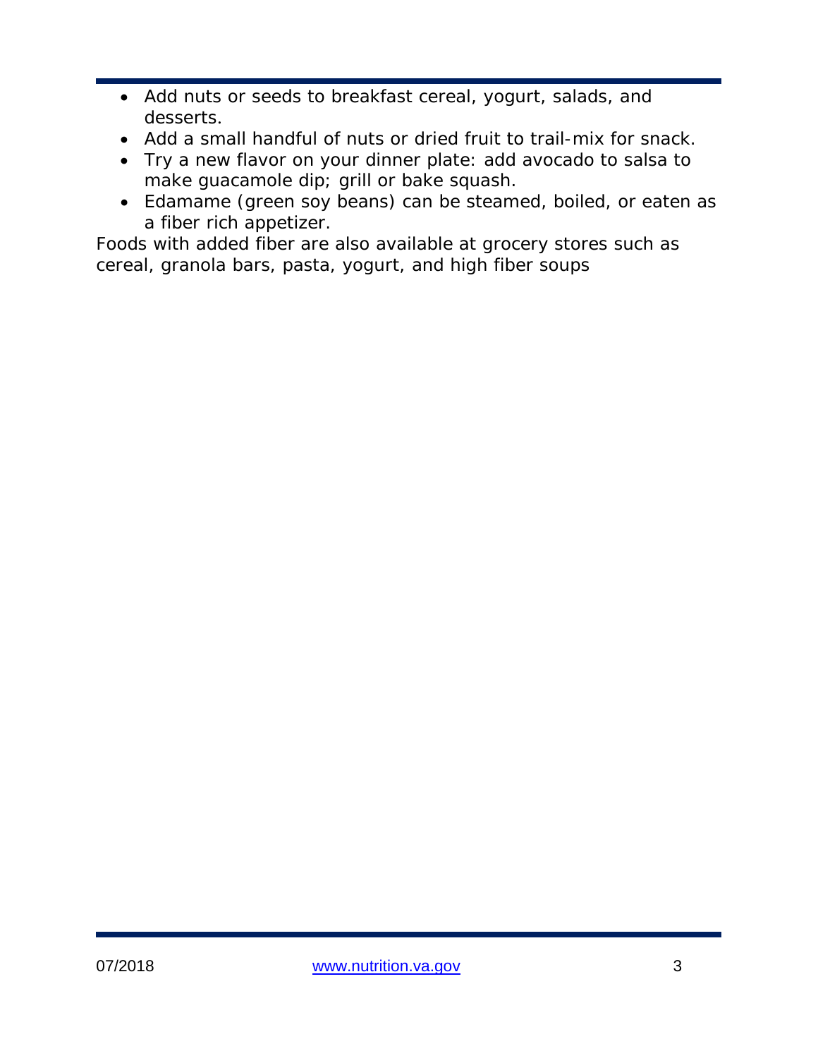- Add nuts or seeds to breakfast cereal, yogurt, salads, and desserts.
- Add a small handful of nuts or dried fruit to trail-mix for snack.
- Try a new flavor on your dinner plate: add avocado to salsa to make guacamole dip; grill or bake squash.
- Edamame (green soy beans) can be steamed, boiled, or eaten as a fiber rich appetizer.

Foods with added fiber are also available at grocery stores such as cereal, granola bars, pasta, yogurt, and high fiber soups